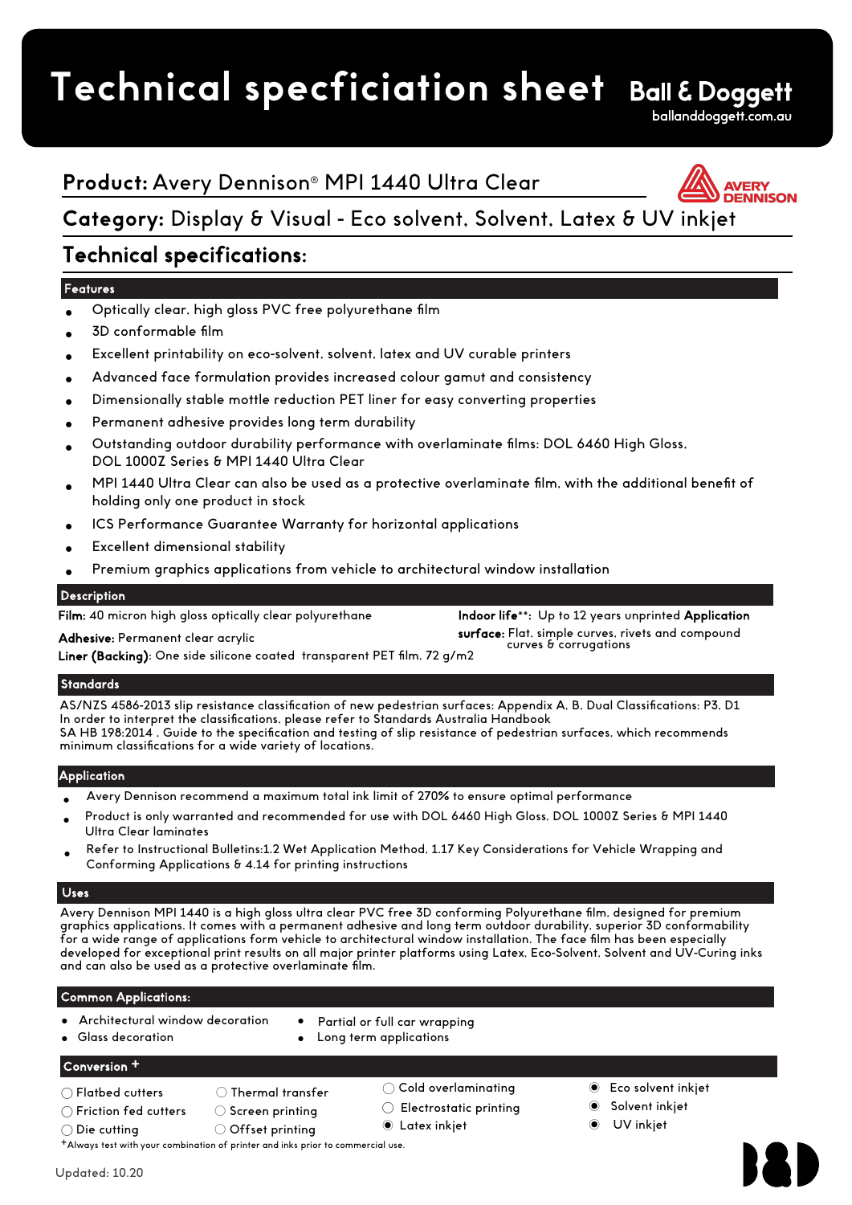# Technical specficiation sheet

Ball & Doggett
balldoggett.com.au

## Product: Avery Dennison® MPI 1440 Ultra Clear

## Category: Display & Visual - Eco solvent, Solvent, Latex & UV inkjet

## Technical specifications:

### Features

- Optically clear, high gloss PVC free polyurethane film
- 3D conformable film
- Excellent printability on eco-solvent, solvent, latex and UV curable printers
- Advanced face formulation provides increased colour gamut and consistency
- Dimensionally stable mottle reduction PET liner for easy converting properties
- Permanent adhesive provides long term durability
- Outstanding outdoor durability performance with overlaminate films: DOL 6460 High Gloss, DOL 1000Z Series & MPI 1440 Ultra Clear
- MPI 1440 Ultra Clear can also be used as a protective overlaminate film, with the additional benefit of holding only one product in stock
- ICS Performance Guarantee Warranty for horizontal applications
- Excellent dimensional stability
- Premium graphics applications from vehicle to architectural window installation

### Description

**Film:** 40 micron high gloss optically clear polyurethane

**Adhesive:** Permanent clear acrylic

**Liner (Backing):** One side silicone coated transparent PET film, 72 g/m2

**Indoor life**\*\*: Up to 12 years unprinted

**Application surface:** Flat, simple curves, rivets and compound curves & corrugations

### Standards

AS/NZS 4586-2013 slip resistance classification of new pedestrian surfaces: Appendix A, B, Dual Classifications: P3, D1
In order to interpret the classifications, please refer to Standards Australia Handbook
SA HB 198:2014 , Guide to the specification and testing of slip resistance of pedestrian surfaces, which recommends minimum classifications for a wide variety of locations.

### Application

- Avery Dennison recommend a maximum total ink limit of 270% to ensure optimal performance
- Product is only warranted and recommended for use with DOL 6460 High Gloss, DOL 1000Z Series & MPI 1440 Ultra Clear laminates
- Refer to Instructional Bulletins:1.2 Wet Application Method, 1.17 Key Considerations for Vehicle Wrapping and Conforming Applications & 4.14 for printing instructions

### Uses

Avery Dennison MPI 1440 is a high gloss ultra clear PVC free 3D conforming Polyurethane film, designed for premium graphics applications. It comes with a permanent adhesive and long term outdoor durability, superior 3D conformability for a wide range of applications form vehicle to architectural window installation. The face film has been especially developed for exceptional print results on all major printer platforms using Latex, Eco-Solvent, Solvent and UV-Curing inks and can also be used as a protective overlaminate film.

### Common Applications:

- Architectural window decoration
- Glass decoration
- Partial or full car wrapping
- Long term applications

### Conversion +

- ○ Flatbed cutters
- ○ Friction fed cutters
- ○ Die cutting
- ○ Thermal transfer
- ○ Screen printing
- ○ Offset printing
- ○ Cold overlaminating
- ○ Electrostatic printing
- ◉ Latex inkjet
- ◉ Eco solvent inkjet
- ◉ Solvent inkjet
- ◉ UV inkjet

+Always test with your combination of printer and inks prior to commercial use.

Updated: 10.20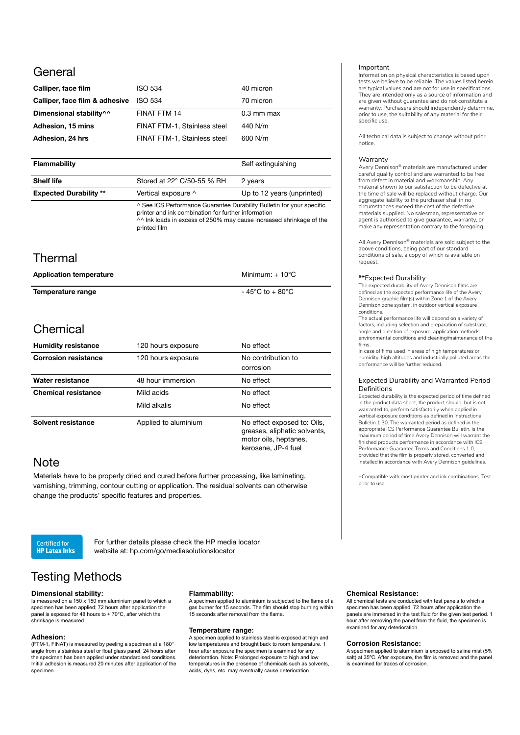## General

| | | |
|---|---|---|
| **Calliper, face film** | ISO 534 | 40 micron |
| **Calliper, face film & adhesive** | ISO 534 | 70 micron |
| **Dimensional stability^^** | FINAT FTM 14 | 0.3 mm max |
| **Adhesion, 15 mins** | FINAT FTM-1, Stainless steel | 440 N/m |
| **Adhesion, 24 hrs** | FINAT FTM-1, Stainless steel | 600 N/m |

| | | |
|---|---|---|
| **Flammability** | | Self extinguishing |
| **Shelf life** | Stored at 22° C/50-55 % RH | 2 years |
| **Expected Durability \*\*** | Vertical exposure ^ | Up to 12 years (unprinted) |

^ See ICS Performance Guarantee Durability Bulletin for your specific printer and ink combination for further information
^^ Ink loads in excess of 250% may cause increased shrinkage of the printed film

## Thermal

| | |
|---|---|
| **Application temperature** | Minimum: + 10°C |
| **Temperature range** | - 45°C to + 80°C |

## Chemical

| | | |
|---|---|---|
| **Humidity resistance** | 120 hours exposure | No effect |
| **Corrosion resistance** | 120 hours exposure | No contribution to corrosion |
| **Water resistance** | 48 hour immersion | No effect |
| **Chemical resistance** | Mild acids | No effect |
| | Mild alkalis | No effect |
| **Solvent resistance** | Applied to aluminium | No effect exposed to: Oils, greases, aliphatic solvents, motor oils, heptanes, kerosene, JP-4 fuel |

## Note

Materials have to be properly dried and cured before further processing, like laminating, varnishing, trimming, contour cutting or application. The residual solvents can otherwise change the products' specific features and properties.

Important

Information on physical characteristics is based upon tests we believe to be reliable. The values listed herein are typical values and are not for use in specifications. They are intended only as a source of information and are given without guarantee and do not constitute a warranty. Purchasers should independently determine, prior to use, the suitability of any material for their specific use.

All technical data is subject to change without prior notice.

Warranty

Avery Dennison® materials are manufactured under careful quality control and are warranted to be free from defect in material and workmanship. Any material shown to our satisfaction to be defective at the time of sale will be replaced without charge. Our aggregate liability to the purchaser shall in no circumstances exceed the cost of the defective materials supplied. No salesman, representative or agent is authorised to give guarantee, warranty, or make any representation contrary to the foregoing.

All Avery Dennison® materials are sold subject to the above conditions, being part of our standard conditions of sale, a copy of which is available on request.

\*\*Expected Durability

The expected durability of Avery Dennison films are defined as the expected performance life of the Avery Dennison graphic film(s) within Zone 1 of the Avery Dennison zone system, in outdoor vertical exposure conditions.

The actual performance life will depend on a variety of factors, including selection and preparation of substrate, angle and direction of exposure, application methods, environmental conditions and cleaning/maintenance of the films.

In case of films used in areas of high temperatures or humidity, high altitudes and industrially polluted areas the performance will be further reduced.

Expected Durability and Warranted Period Definitions

Expected durability is the expected period of time defined in the product data sheet, the product should, but is not warranted to, perform satisfactorily when applied in vertical exposure conditions as defined in Instructional Bulletin 1.30. The warranted period as defined in the appropriate ICS Performance Guarantee Bulletin, is the maximum period of time Avery Dennison will warrant the finished products performance in accordance with ICS Performance Guarantee Terms and Conditions 1.0, provided that the film is properly stored, converted and installed in accordance with Avery Dennison guidelines.

+Compatible with most printer and ink combinations. Test prior to use.

Certified for HP Latex Inks

For further details please check the HP media locator website at: hp.com/go/mediasolutionslocator

## Testing Methods

### Dimensional stability:

Is measured on a 150 x 150 mm aluminium panel to which a specimen has been applied; 72 hours after application the panel is exposed for 48 hours to + 70°C, after which the shrinkage is measured.

### Adhesion:

(FTM-1, FINAT) is measured by peeling a specimen at a 180° angle from a stainless steel or float glass panel, 24 hours after the specimen has been applied under standardised conditions. Initial adhesion is measured 20 minutes after application of the specimen.

### Flammability:

A specimen applied to aluminium is subjected to the flame of a gas burner for 15 seconds. The film should stop burning within 15 seconds after removal from the flame.

### Temperature range:

A specimen applied to stainless steel is exposed at high and low temperatures and brought back to room temperature. 1 hour after exposure the specimen is examined for any deterioration. Note: Prolonged exposure to high and low temperatures in the presence of chemicals such as solvents, acids, dyes, etc. may eventually cause deterioration.

### Chemical Resistance:

All chemical tests are conducted with test panels to which a specimen has been applied. 72 hours after application the panels are immersed in the test fluid for the given test period. 1 hour after removing the panel from the fluid, the specimen is examined for any deterioration.

### Corrosion Resistance:

A specimen applied to aluminium is exposed to saline mist (5% salt) at 35ºC. After exposure, the film is removed and the panel is examined for traces of corrosion.